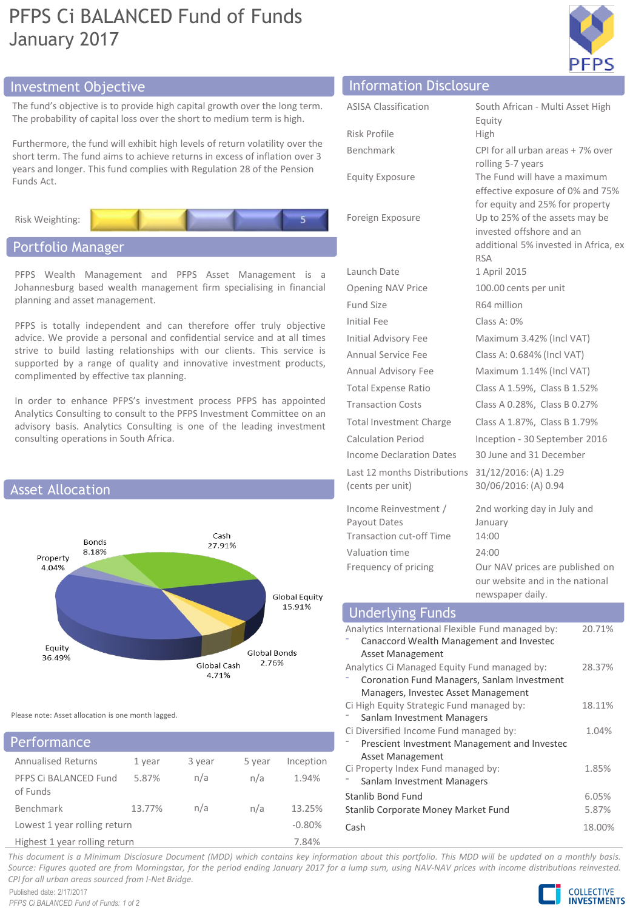# PFPS Ci BALANCED Fund of Funds
January 2017

## Investment Objective

The fund's objective is to provide high capital growth over the long term. The probability of capital loss over the short to medium term is high.

Furthermore, the fund will exhibit high levels of return volatility over the short term. The fund aims to achieve returns in excess of inflation over 3 years and longer. This fund complies with Regulation 28 of the Pension Funds Act.

Risk Weighting: 5

## Portfolio Manager

PFPS Wealth Management and PFPS Asset Management is a Johannesburg based wealth management firm specialising in financial planning and asset management.

PFPS is totally independent and can therefore offer truly objective advice. We provide a personal and confidential service and at all times strive to build lasting relationships with our clients. This service is supported by a range of quality and innovative investment products, complimented by effective tax planning.

In order to enhance PFPS's investment process PFPS has appointed Analytics Consulting to consult to the PFPS Investment Committee on an advisory basis. Analytics Consulting is one of the leading investment consulting operations in South Africa.

## Asset Allocation

| Asset Class | Allocation |
|---|---|
| Cash | 27.91% |
| Global Equity | 15.91% |
| Global Bonds | 2.76% |
| Global Cash | 4.71% |
| Equity | 36.49% |
| Property | 4.04% |
| Bonds | 8.18% |

Please note: Asset allocation is one month lagged.

## Performance

| Annualised Returns | 1 year | 3 year | 5 year | Inception |
|---|---|---|---|---|
| PFPS Ci BALANCED Fund of Funds | 5.87% | n/a | n/a | 1.94% |
| Benchmark | 13.77% | n/a | n/a | 13.25% |
| Lowest 1 year rolling return | | | | -0.80% |
| Highest 1 year rolling return | | | | 7.84% |

## Information Disclosure

| | |
|---|---|
| ASISA Classification | South African - Multi Asset High Equity |
| Risk Profile | High |
| Benchmark | CPI for all urban areas + 7% over rolling 5-7 years |
| Equity Exposure | The Fund will have a maximum effective exposure of 0% and 75% for equity and 25% for property |
| Foreign Exposure | Up to 25% of the assets may be invested offshore and an additional 5% invested in Africa, ex RSA |
| Launch Date | 1 April 2015 |
| Opening NAV Price | 100.00 cents per unit |
| Fund Size | R64 million |
| Initial Fee | Class A: 0% |
| Initial Advisory Fee | Maximum 3.42% (Incl VAT) |
| Annual Service Fee | Class A: 0.684% (Incl VAT) |
| Annual Advisory Fee | Maximum 1.14% (Incl VAT) |
| Total Expense Ratio | Class A 1.59%, Class B 1.52% |
| Transaction Costs | Class A 0.28%, Class B 0.27% |
| Total Investment Charge | Class A 1.87%, Class B 1.79% |
| Calculation Period | Inception - 30 September 2016 |
| Income Declaration Dates | 30 June and 31 December |
| Last 12 months Distributions (cents per unit) | 31/12/2016: (A) 1.29<br>30/06/2016: (A) 0.94 |
| Income Reinvestment / Payout Dates | 2nd working day in July and January |
| Transaction cut-off Time | 14:00 |
| Valuation time | 24:00 |
| Frequency of pricing | Our NAV prices are published on our website and in the national newspaper daily. |

## Underlying Funds

| Fund | Weight |
|---|---|
| Analytics International Flexible Fund managed by:<br>- Canaccord Wealth Management and Investec Asset Management | 20.71% |
| Analytics Ci Managed Equity Fund managed by:<br>- Coronation Fund Managers, Sanlam Investment Managers, Investec Asset Management | 28.37% |
| Ci High Equity Strategic Fund managed by:<br>- Sanlam Investment Managers | 18.11% |
| Ci Diversified Income Fund managed by:<br>- Prescient Investment Management and Investec Asset Management | 1.04% |
| Ci Property Index Fund managed by:<br>- Sanlam Investment Managers | 1.85% |
| Stanlib Bond Fund | 6.05% |
| Stanlib Corporate Money Market Fund | 5.87% |
| Cash | 18.00% |

*This document is a Minimum Disclosure Document (MDD) which contains key information about this portfolio. This MDD will be updated on a monthly basis. Source: Figures quoted are from Morningstar, for the period ending January 2017 for a lump sum, using NAV-NAV prices with income distributions reinvested. CPI for all urban areas sourced from I-Net Bridge.*

Published date: 2/17/2017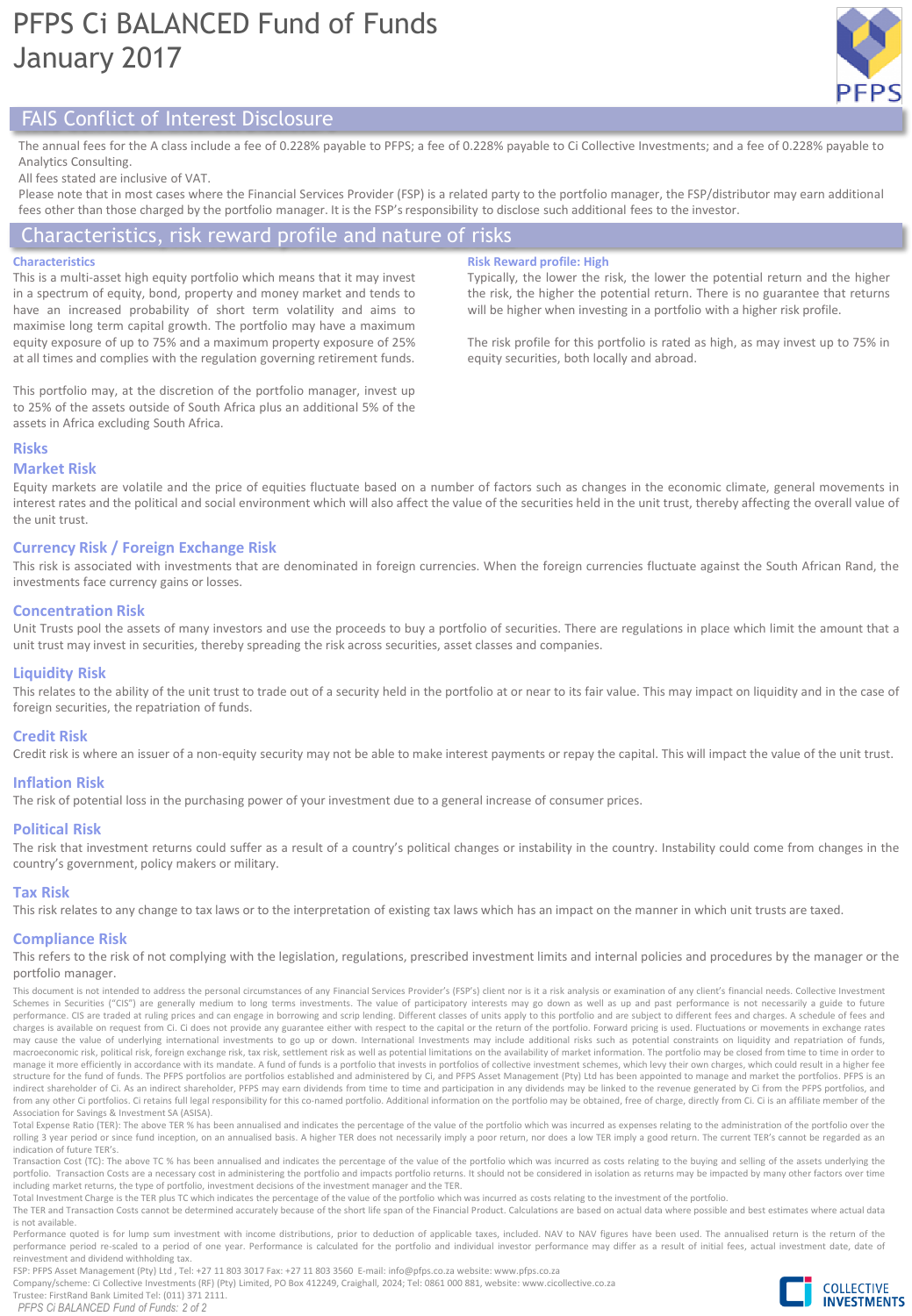# PFPS Ci BALANCED Fund of Funds
January 2017

## FAIS Conflict of Interest Disclosure

The annual fees for the A class include a fee of 0.228% payable to PFPS; a fee of 0.228% payable to Ci Collective Investments; and a fee of 0.228% payable to Analytics Consulting.

All fees stated are inclusive of VAT.

Please note that in most cases where the Financial Services Provider (FSP) is a related party to the portfolio manager, the FSP/distributor may earn additional fees other than those charged by the portfolio manager. It is the FSP's responsibility to disclose such additional fees to the investor.

## Characteristics, risk reward profile and nature of risks

### Characteristics

This is a multi-asset high equity portfolio which means that it may invest in a spectrum of equity, bond, property and money market and tends to have an increased probability of short term volatility and aims to maximise long term capital growth. The portfolio may have a maximum equity exposure of up to 75% and a maximum property exposure of 25% at all times and complies with the regulation governing retirement funds.

This portfolio may, at the discretion of the portfolio manager, invest up to 25% of the assets outside of South Africa plus an additional 5% of the assets in Africa excluding South Africa.

### Risk Reward profile: High

Typically, the lower the risk, the lower the potential return and the higher the risk, the higher the potential return. There is no guarantee that returns will be higher when investing in a portfolio with a higher risk profile.

The risk profile for this portfolio is rated as high, as may invest up to 75% in equity securities, both locally and abroad.

### Risks

#### Market Risk

Equity markets are volatile and the price of equities fluctuate based on a number of factors such as changes in the economic climate, general movements in interest rates and the political and social environment which will also affect the value of the securities held in the unit trust, thereby affecting the overall value of the unit trust.

#### Currency Risk / Foreign Exchange Risk

This risk is associated with investments that are denominated in foreign currencies. When the foreign currencies fluctuate against the South African Rand, the investments face currency gains or losses.

#### Concentration Risk

Unit Trusts pool the assets of many investors and use the proceeds to buy a portfolio of securities. There are regulations in place which limit the amount that a unit trust may invest in securities, thereby spreading the risk across securities, asset classes and companies.

#### Liquidity Risk

This relates to the ability of the unit trust to trade out of a security held in the portfolio at or near to its fair value. This may impact on liquidity and in the case of foreign securities, the repatriation of funds.

#### Credit Risk

Credit risk is where an issuer of a non-equity security may not be able to make interest payments or repay the capital. This will impact the value of the unit trust.

#### Inflation Risk

The risk of potential loss in the purchasing power of your investment due to a general increase of consumer prices.

#### Political Risk

The risk that investment returns could suffer as a result of a country's political changes or instability in the country. Instability could come from changes in the country's government, policy makers or military.

#### Tax Risk

This risk relates to any change to tax laws or to the interpretation of existing tax laws which has an impact on the manner in which unit trusts are taxed.

#### Compliance Risk

This refers to the risk of not complying with the legislation, regulations, prescribed investment limits and internal policies and procedures by the manager or the portfolio manager.

This document is not intended to address the personal circumstances of any Financial Services Provider's (FSP's) client nor is it a risk analysis or examination of any client's financial needs. Collective Investment Schemes in Securities ("CIS") are generally medium to long terms investments. The value of participatory interests may go down as well as up and past performance is not necessarily a guide to future performance. CIS are traded at ruling prices and can engage in borrowing and scrip lending. Different classes of units apply to this portfolio and are subject to different fees and charges. A schedule of fees and charges is available on request from Ci. Ci does not provide any guarantee either with respect to the capital or the return of the portfolio. Forward pricing is used. Fluctuations or movements in exchange rates may cause the value of underlying international investments to go up or down. International Investments may include additional risks such as potential constraints on liquidity and repatriation of funds, macroeconomic risk, political risk, foreign exchange risk, tax risk, settlement risk as well as potential limitations on the availability of market information. The portfolio may be closed from time to time in order to manage it more efficiently in accordance with its mandate. A fund of funds is a portfolio that invests in portfolios of collective investment schemes, which levy their own charges, which could result in a higher fee structure for the fund of funds. The PFPS portfolios are portfolios established and administered by Ci, and PFPS Asset Management (Pty) Ltd has been appointed to manage and market the portfolios. PFPS is an indirect shareholder of Ci. As an indirect shareholder, PFPS may earn dividends from time to time and participation in any dividends may be linked to the revenue generated by Ci from the PFPS portfolios, and from any other Ci portfolios. Ci retains full legal responsibility for this co-named portfolio. Additional information on the portfolio may be obtained, free of charge, directly from Ci. Ci is an affiliate member of the Association for Savings & Investment SA (ASISA).

Total Expense Ratio (TER): The above TER % has been annualised and indicates the percentage of the value of the portfolio which was incurred as expenses relating to the administration of the portfolio over the rolling 3 year period or since fund inception, on an annualised basis. A higher TER does not necessarily imply a poor return, nor does a low TER imply a good return. The current TER's cannot be regarded as an indication of future TER's.

Transaction Cost (TC): The above TC % has been annualised and indicates the percentage of the value of the portfolio which was incurred as costs relating to the buying and selling of the assets underlying the portfolio. Transaction Costs are a necessary cost in administering the portfolio and impacts portfolio returns. It should not be considered in isolation as returns may be impacted by many other factors over time including market returns, the type of portfolio, investment decisions of the investment manager and the TER.

Total Investment Charge is the TER plus TC which indicates the percentage of the value of the portfolio which was incurred as costs relating to the investment of the portfolio.

The TER and Transaction Costs cannot be determined accurately because of the short life span of the Financial Product. Calculations are based on actual data where possible and best estimates where actual data is not available.

Performance quoted is for lump sum investment with income distributions, prior to deduction of applicable taxes, included. NAV to NAV figures have been used. The annualised return is the return of the performance period re-scaled to a period of one year. Performance is calculated for the portfolio and individual investor performance may differ as a result of initial fees, actual investment date, date of reinvestment and dividend withholding tax.

FSP: PFPS Asset Management (Pty) Ltd , Tel: +27 11 803 3017 Fax: +27 11 803 3560 E-mail: info@pfps.co.za website: www.pfps.co.za

Company/scheme: Ci Collective Investments (RF) (Pty) Limited, PO Box 412249, Craighall, 2024; Tel: 0861 000 881, website: www.cicollective.co.za

Trustee: FirstRand Bank Limited Tel: (011) 371 2111.